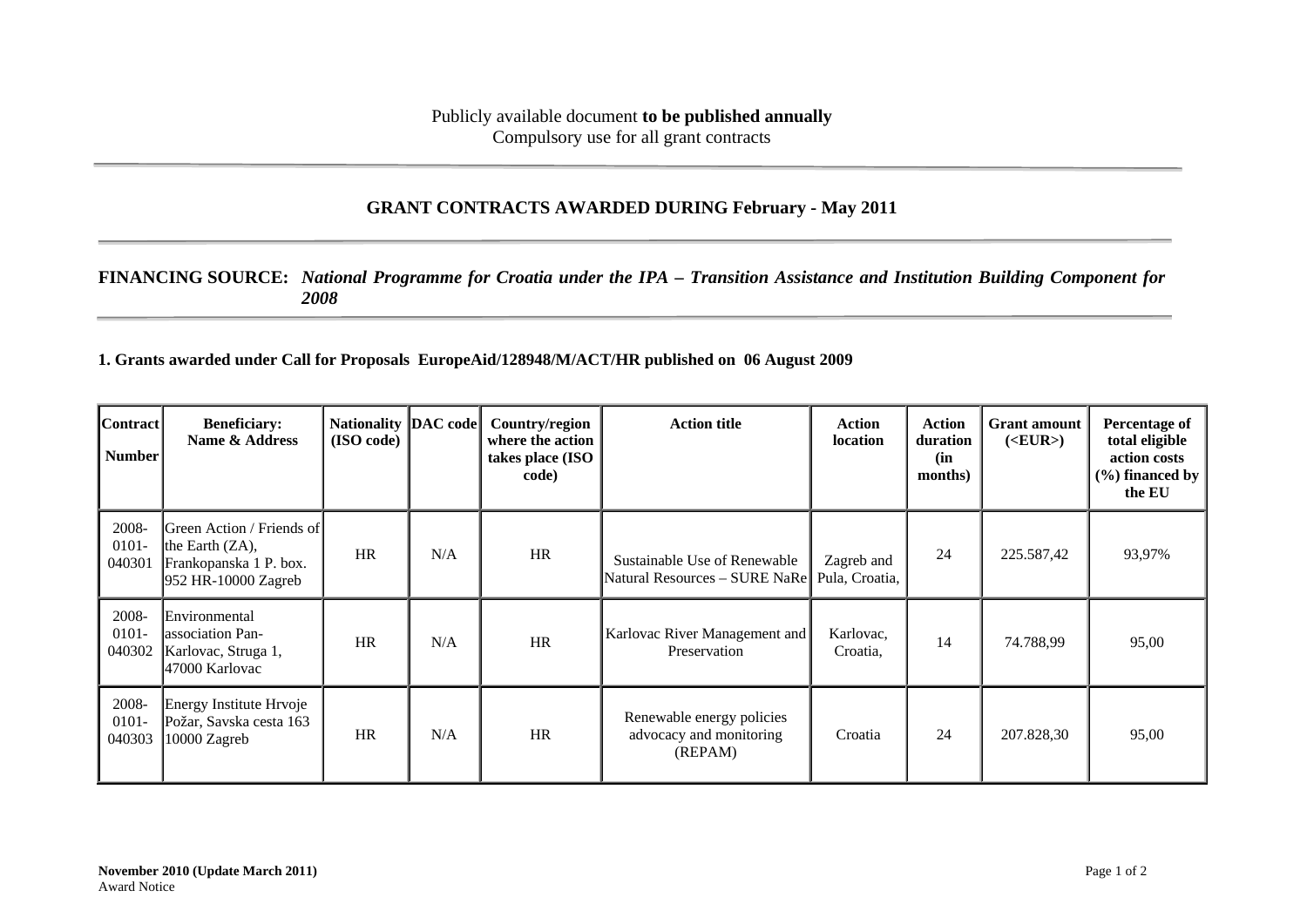Publicly available document **to be published annually**
Compulsory use for all grant contracts

## GRANT CONTRACTS AWARDED DURING February - May 2011

**FINANCING SOURCE:** ***National Programme for Croatia under the IPA – Transition Assistance and Institution Building Component for 2008***

**1. Grants awarded under Call for Proposals EuropeAid/128948/M/ACT/HR published on 06 August 2009**

| Contract Number | Beneficiary: Name & Address | Nationality (ISO code) | DAC code | Country/region where the action takes place (ISO code) | Action title | Action location | Action duration (in months) | Grant amount (<EUR>) | Percentage of total eligible action costs (%) financed by the EU |
|---|---|---|---|---|---|---|---|---|---|
| 2008-0101-040301 | Green Action / Friends of the Earth (ZA), Frankopanska 1 P. box. 952 HR-10000 Zagreb | HR | N/A | HR | Sustainable Use of Renewable Natural Resources – SURE NaRe | Zagreb and Pula, Croatia, | 24 | 225.587,42 | 93,97% |
| 2008-0101-040302 | Environmental association Pan-Karlovac, Struga 1, 47000 Karlovac | HR | N/A | HR | Karlovac River Management and Preservation | Karlovac, Croatia, | 14 | 74.788,99 | 95,00 |
| 2008-0101-040303 | Energy Institute Hrvoje Požar, Savska cesta 163 10000 Zagreb | HR | N/A | HR | Renewable energy policies advocacy and monitoring (REPAM) | Croatia | 24 | 207.828,30 | 95,00 |

**November 2010 (Update March 2011)**
Award Notice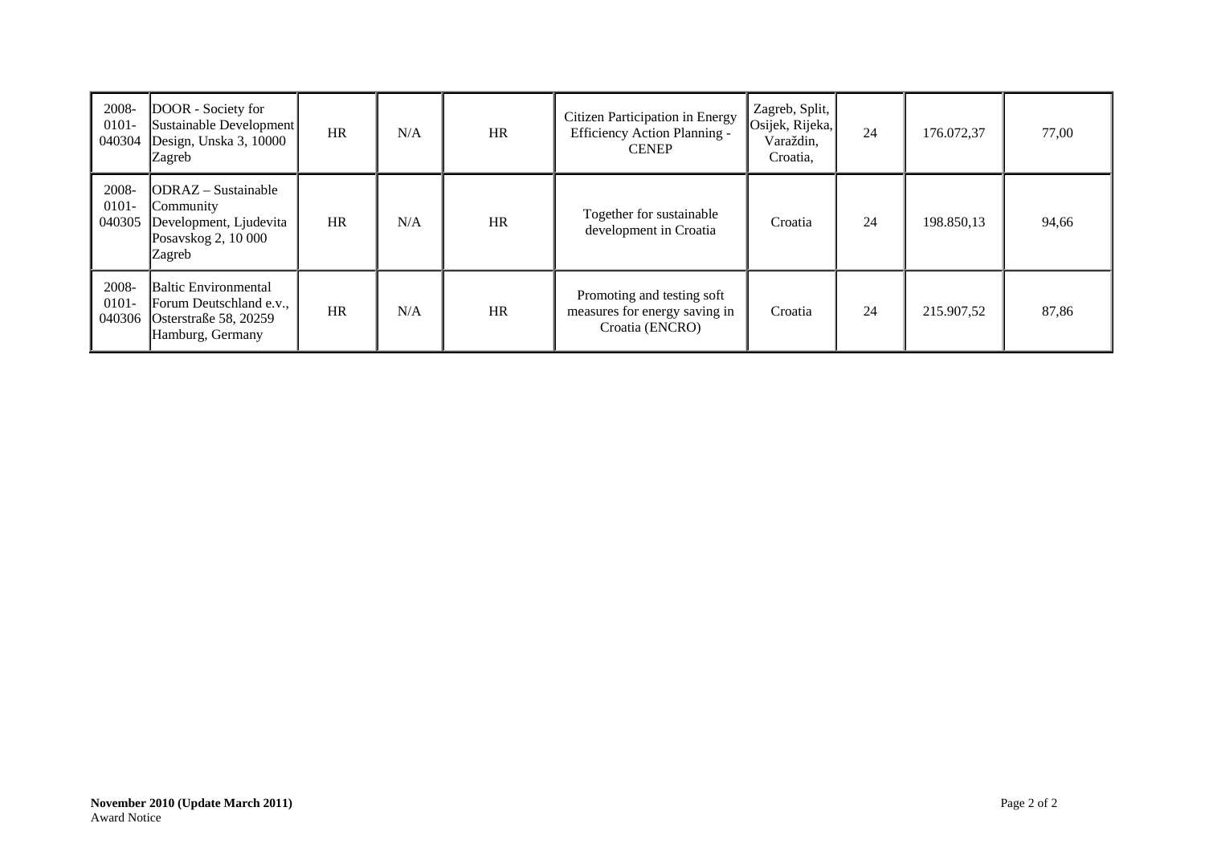| | | | | | | | | | |
|---|---|---|---|---|---|---|---|---|---|
| 2008-0101-040304 | DOOR - Society for Sustainable Development Design, Unska 3, 10000 Zagreb | HR | N/A | HR | Citizen Participation in Energy Efficiency Action Planning - CENEP | Zagreb, Split, Osijek, Rijeka, Varaždin, Croatia, | 24 | 176.072,37 | 77,00 |
| 2008-0101-040305 | ODRAZ – Sustainable Community Development, Ljudevita Posavskog 2, 10 000 Zagreb | HR | N/A | HR | Together for sustainable development in Croatia | Croatia | 24 | 198.850,13 | 94,66 |
| 2008-0101-040306 | Baltic Environmental Forum Deutschland e.v., Osterstraße 58, 20259 Hamburg, Germany | HR | N/A | HR | Promoting and testing soft measures for energy saving in Croatia (ENCRO) | Croatia | 24 | 215.907,52 | 87,86 |

**November 2010 (Update March 2011)**
Award Notice